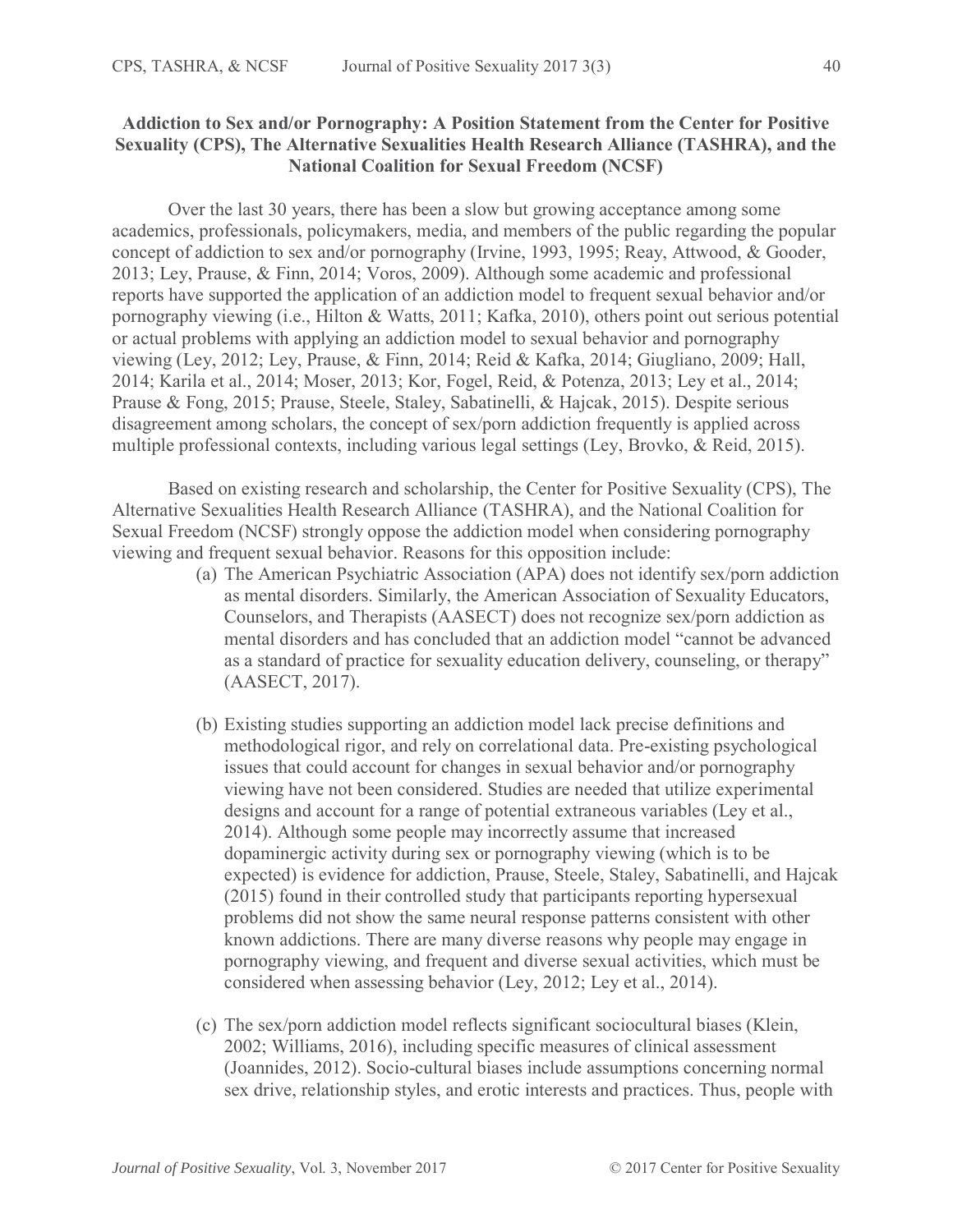# Addiction to Sex and/or Pornography: A Position Statement from the Center for Positive Sexuality (CPS), The Alternative Sexualities Health Research Alliance (TASHRA), and the National Coalition for Sexual Freedom (NCSF)

Over the last 30 years, there has been a slow but growing acceptance among some academics, professionals, policymakers, media, and members of the public regarding the popular concept of addiction to sex and/or pornography (Irvine, 1993, 1995; Reay, Attwood, & Gooder, 2013; Ley, Prause, & Finn, 2014; Voros, 2009). Although some academic and professional reports have supported the application of an addiction model to frequent sexual behavior and/or pornography viewing (i.e., Hilton & Watts, 2011; Kafka, 2010), others point out serious potential or actual problems with applying an addiction model to sexual behavior and pornography viewing (Ley, 2012; Ley, Prause, & Finn, 2014; Reid & Kafka, 2014; Giugliano, 2009; Hall, 2014; Karila et al., 2014; Moser, 2013; Kor, Fogel, Reid, & Potenza, 2013; Ley et al., 2014; Prause & Fong, 2015; Prause, Steele, Staley, Sabatinelli, & Hajcak, 2015). Despite serious disagreement among scholars, the concept of sex/porn addiction frequently is applied across multiple professional contexts, including various legal settings (Ley, Brovko, & Reid, 2015).

Based on existing research and scholarship, the Center for Positive Sexuality (CPS), The Alternative Sexualities Health Research Alliance (TASHRA), and the National Coalition for Sexual Freedom (NCSF) strongly oppose the addiction model when considering pornography viewing and frequent sexual behavior. Reasons for this opposition include:

(a) The American Psychiatric Association (APA) does not identify sex/porn addiction as mental disorders. Similarly, the American Association of Sexuality Educators, Counselors, and Therapists (AASECT) does not recognize sex/porn addiction as mental disorders and has concluded that an addiction model "cannot be advanced as a standard of practice for sexuality education delivery, counseling, or therapy" (AASECT, 2017).

(b) Existing studies supporting an addiction model lack precise definitions and methodological rigor, and rely on correlational data. Pre-existing psychological issues that could account for changes in sexual behavior and/or pornography viewing have not been considered. Studies are needed that utilize experimental designs and account for a range of potential extraneous variables (Ley et al., 2014). Although some people may incorrectly assume that increased dopaminergic activity during sex or pornography viewing (which is to be expected) is evidence for addiction, Prause, Steele, Staley, Sabatinelli, and Hajcak (2015) found in their controlled study that participants reporting hypersexual problems did not show the same neural response patterns consistent with other known addictions. There are many diverse reasons why people may engage in pornography viewing, and frequent and diverse sexual activities, which must be considered when assessing behavior (Ley, 2012; Ley et al., 2014).

(c) The sex/porn addiction model reflects significant sociocultural biases (Klein, 2002; Williams, 2016), including specific measures of clinical assessment (Joannides, 2012). Socio-cultural biases include assumptions concerning normal sex drive, relationship styles, and erotic interests and practices. Thus, people with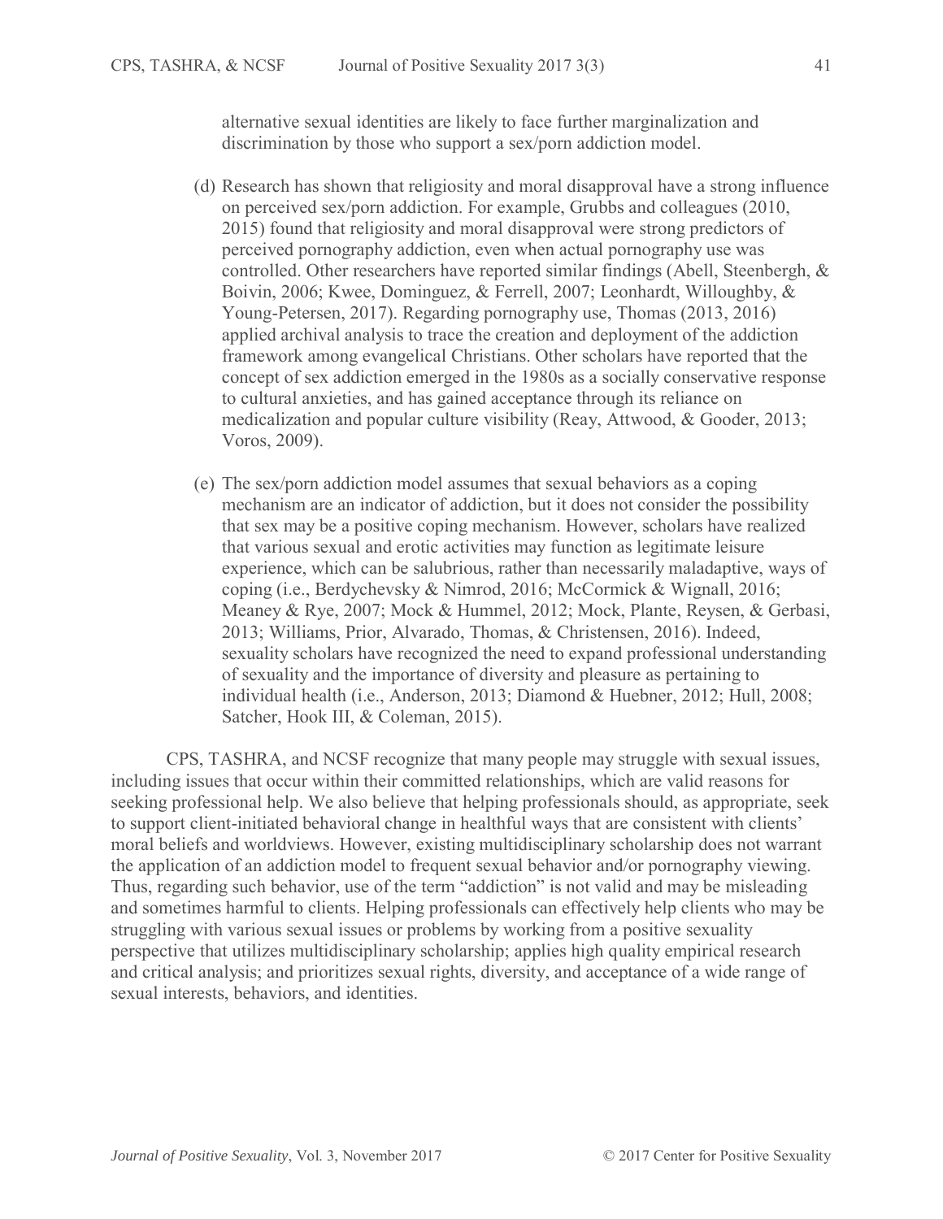alternative sexual identities are likely to face further marginalization and discrimination by those who support a sex/porn addiction model.

(d) Research has shown that religiosity and moral disapproval have a strong influence on perceived sex/porn addiction. For example, Grubbs and colleagues (2010, 2015) found that religiosity and moral disapproval were strong predictors of perceived pornography addiction, even when actual pornography use was controlled. Other researchers have reported similar findings (Abell, Steenbergh, & Boivin, 2006; Kwee, Dominguez, & Ferrell, 2007; Leonhardt, Willoughby, & Young-Petersen, 2017). Regarding pornography use, Thomas (2013, 2016) applied archival analysis to trace the creation and deployment of the addiction framework among evangelical Christians. Other scholars have reported that the concept of sex addiction emerged in the 1980s as a socially conservative response to cultural anxieties, and has gained acceptance through its reliance on medicalization and popular culture visibility (Reay, Attwood, & Gooder, 2013; Voros, 2009).

(e) The sex/porn addiction model assumes that sexual behaviors as a coping mechanism are an indicator of addiction, but it does not consider the possibility that sex may be a positive coping mechanism. However, scholars have realized that various sexual and erotic activities may function as legitimate leisure experience, which can be salubrious, rather than necessarily maladaptive, ways of coping (i.e., Berdychevsky & Nimrod, 2016; McCormick & Wignall, 2016; Meaney & Rye, 2007; Mock & Hummel, 2012; Mock, Plante, Reysen, & Gerbasi, 2013; Williams, Prior, Alvarado, Thomas, & Christensen, 2016). Indeed, sexuality scholars have recognized the need to expand professional understanding of sexuality and the importance of diversity and pleasure as pertaining to individual health (i.e., Anderson, 2013; Diamond & Huebner, 2012; Hull, 2008; Satcher, Hook III, & Coleman, 2015).

CPS, TASHRA, and NCSF recognize that many people may struggle with sexual issues, including issues that occur within their committed relationships, which are valid reasons for seeking professional help. We also believe that helping professionals should, as appropriate, seek to support client-initiated behavioral change in healthful ways that are consistent with clients' moral beliefs and worldviews. However, existing multidisciplinary scholarship does not warrant the application of an addiction model to frequent sexual behavior and/or pornography viewing. Thus, regarding such behavior, use of the term "addiction" is not valid and may be misleading and sometimes harmful to clients. Helping professionals can effectively help clients who may be struggling with various sexual issues or problems by working from a positive sexuality perspective that utilizes multidisciplinary scholarship; applies high quality empirical research and critical analysis; and prioritizes sexual rights, diversity, and acceptance of a wide range of sexual interests, behaviors, and identities.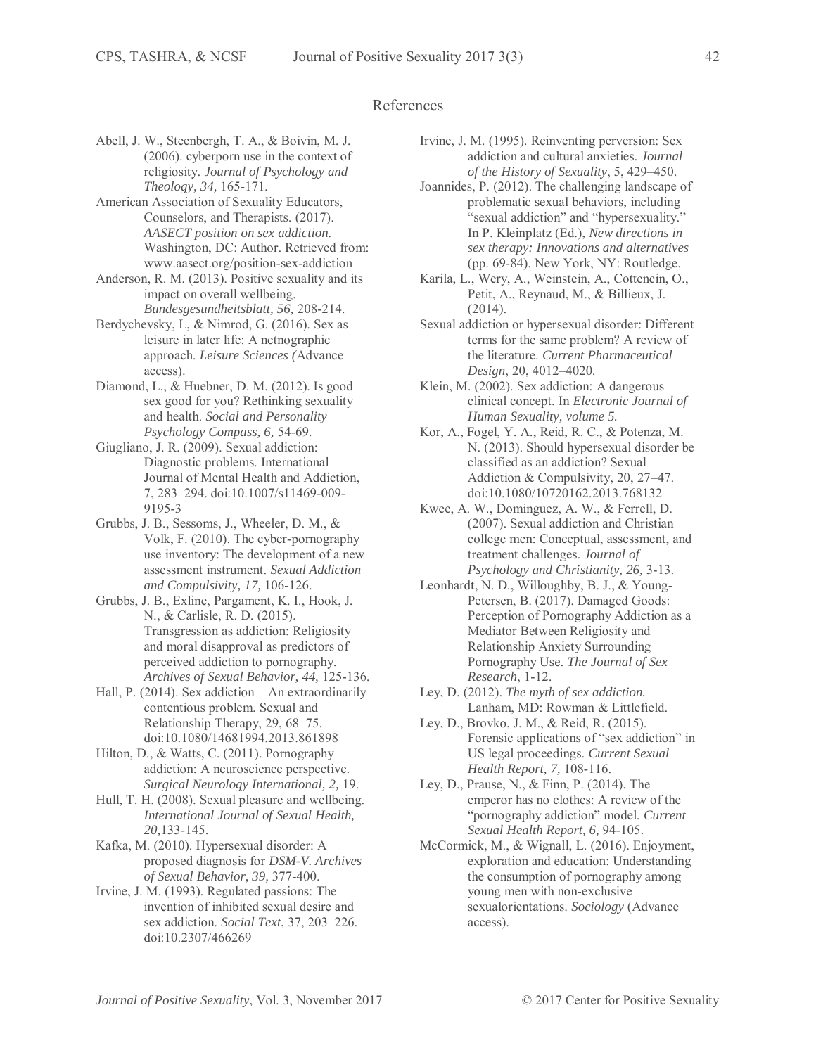## References

Abell, J. W., Steenbergh, T. A., & Boivin, M. J. (2006). cyberporn use in the context of religiosity. *Journal of Psychology and Theology, 34,* 165-171.

American Association of Sexuality Educators, Counselors, and Therapists. (2017). *AASECT position on sex addiction.* Washington, DC: Author. Retrieved from: www.aasect.org/position-sex-addiction

Anderson, R. M. (2013). Positive sexuality and its impact on overall wellbeing. *Bundesgesundheitsblatt, 56,* 208-214.

Berdychevsky, L, & Nimrod, G. (2016). Sex as leisure in later life: A netnographic approach. *Leisure Sciences (*Advance access).

Diamond, L., & Huebner, D. M. (2012). Is good sex good for you? Rethinking sexuality and health. *Social and Personality Psychology Compass, 6,* 54-69.

Giugliano, J. R. (2009). Sexual addiction: Diagnostic problems. International Journal of Mental Health and Addiction, 7, 283–294. doi:10.1007/s11469-009-9195-3

Grubbs, J. B., Sessoms, J., Wheeler, D. M., & Volk, F. (2010). The cyber-pornography use inventory: The development of a new assessment instrument. *Sexual Addiction and Compulsivity, 17,* 106-126.

Grubbs, J. B., Exline, Pargament, K. I., Hook, J. N., & Carlisle, R. D. (2015). Transgression as addiction: Religiosity and moral disapproval as predictors of perceived addiction to pornography. *Archives of Sexual Behavior, 44,* 125-136.

Hall, P. (2014). Sex addiction—An extraordinarily contentious problem. Sexual and Relationship Therapy, 29, 68–75. doi:10.1080/14681994.2013.861898

Hilton, D., & Watts, C. (2011). Pornography addiction: A neuroscience perspective. *Surgical Neurology International, 2,* 19.

Hull, T. H. (2008). Sexual pleasure and wellbeing. *International Journal of Sexual Health, 20,*133-145.

Kafka, M. (2010). Hypersexual disorder: A proposed diagnosis for *DSM-V. Archives of Sexual Behavior, 39,* 377-400.

Irvine, J. M. (1993). Regulated passions: The invention of inhibited sexual desire and sex addiction. *Social Text*, 37, 203–226. doi:10.2307/466269

Irvine, J. M. (1995). Reinventing perversion: Sex addiction and cultural anxieties. *Journal of the History of Sexuality*, 5, 429–450.

Joannides, P. (2012). The challenging landscape of problematic sexual behaviors, including "sexual addiction" and "hypersexuality." In P. Kleinplatz (Ed.), *New directions in sex therapy: Innovations and alternatives* (pp. 69-84). New York, NY: Routledge.

Karila, L., Wery, A., Weinstein, A., Cottencin, O., Petit, A., Reynaud, M., & Billieux, J. (2014).

Sexual addiction or hypersexual disorder: Different terms for the same problem? A review of the literature. *Current Pharmaceutical Design*, 20, 4012–4020.

Klein, M. (2002). Sex addiction: A dangerous clinical concept. In *Electronic Journal of Human Sexuality, volume 5.*

Kor, A., Fogel, Y. A., Reid, R. C., & Potenza, M. N. (2013). Should hypersexual disorder be classified as an addiction? Sexual Addiction & Compulsivity, 20, 27–47. doi:10.1080/10720162.2013.768132

Kwee, A. W., Dominguez, A. W., & Ferrell, D. (2007). Sexual addiction and Christian college men: Conceptual, assessment, and treatment challenges. *Journal of Psychology and Christianity, 26,* 3-13.

Leonhardt, N. D., Willoughby, B. J., & Young-Petersen, B. (2017). Damaged Goods: Perception of Pornography Addiction as a Mediator Between Religiosity and Relationship Anxiety Surrounding Pornography Use. *The Journal of Sex Research*, 1-12.

Ley, D. (2012). *The myth of sex addiction.* Lanham, MD: Rowman & Littlefield.

Ley, D., Brovko, J. M., & Reid, R. (2015). Forensic applications of "sex addiction" in US legal proceedings. *Current Sexual Health Report, 7,* 108-116.

Ley, D., Prause, N., & Finn, P. (2014). The emperor has no clothes: A review of the "pornography addiction" model. *Current Sexual Health Report, 6,* 94-105.

McCormick, M., & Wignall, L. (2016). Enjoyment, exploration and education: Understanding the consumption of pornography among young men with non-exclusive sexualorientations. *Sociology* (Advance access).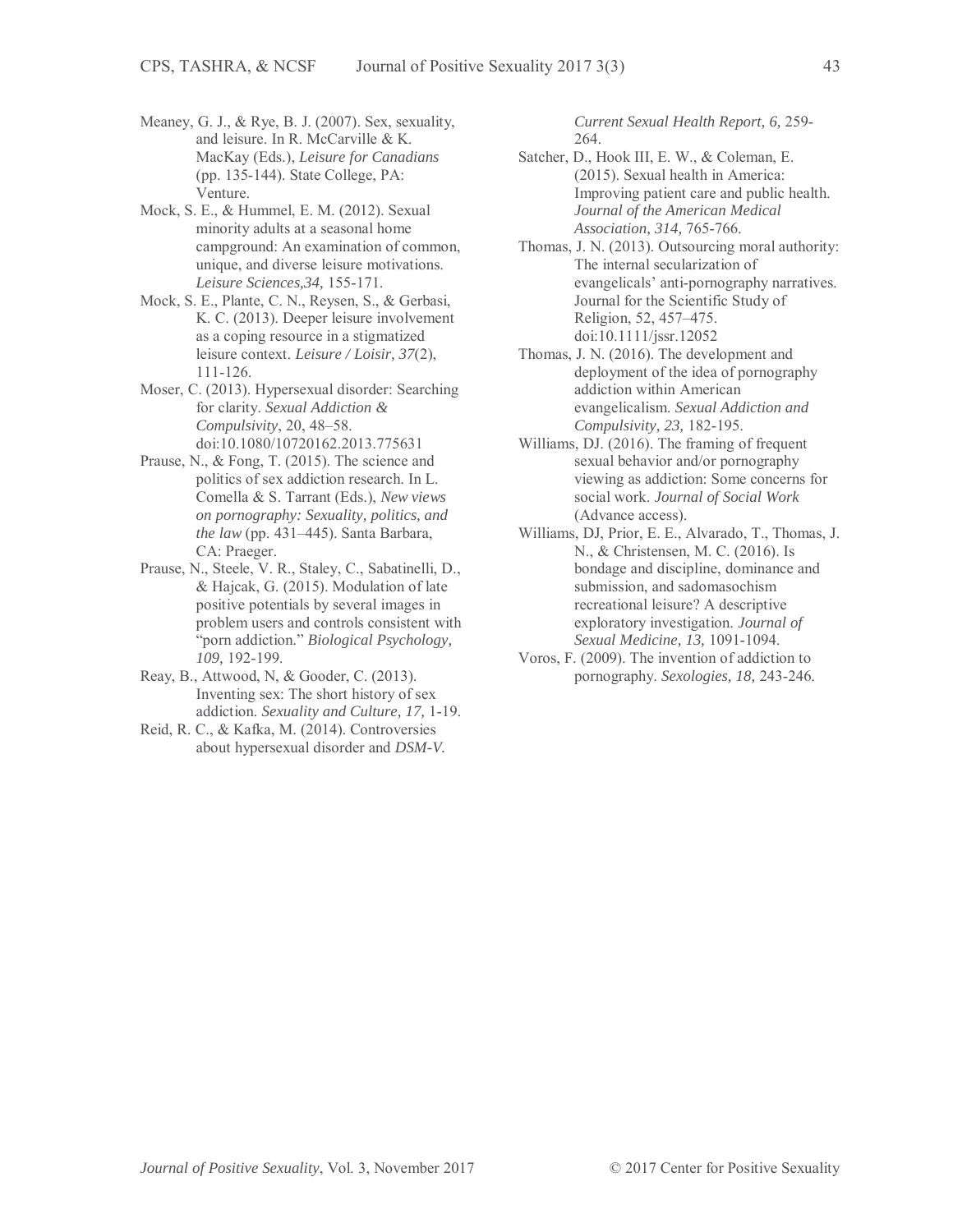Meaney, G. J., & Rye, B. J. (2007). Sex, sexuality, and leisure. In R. McCarville & K. MacKay (Eds.), *Leisure for Canadians* (pp. 135-144). State College, PA: Venture.

Mock, S. E., & Hummel, E. M. (2012). Sexual minority adults at a seasonal home campground: An examination of common, unique, and diverse leisure motivations. *Leisure Sciences,34,* 155-171.

Mock, S. E., Plante, C. N., Reysen, S., & Gerbasi, K. C. (2013). Deeper leisure involvement as a coping resource in a stigmatized leisure context. *Leisure / Loisir, 37*(2), 111-126.

Moser, C. (2013). Hypersexual disorder: Searching for clarity. *Sexual Addiction & Compulsivity*, 20, 48–58. doi:10.1080/10720162.2013.775631

Prause, N., & Fong, T. (2015). The science and politics of sex addiction research. In L. Comella & S. Tarrant (Eds.), *New views on pornography: Sexuality, politics, and the law* (pp. 431–445). Santa Barbara, CA: Praeger.

Prause, N., Steele, V. R., Staley, C., Sabatinelli, D., & Hajcak, G. (2015). Modulation of late positive potentials by several images in problem users and controls consistent with "porn addiction." *Biological Psychology, 109,* 192-199.

Reay, B., Attwood, N, & Gooder, C. (2013). Inventing sex: The short history of sex addiction. *Sexuality and Culture, 17,* 1-19.

Reid, R. C., & Kafka, M. (2014). Controversies about hypersexual disorder and *DSM-V. Current Sexual Health Report, 6,* 259-264.

Satcher, D., Hook III, E. W., & Coleman, E. (2015). Sexual health in America: Improving patient care and public health. *Journal of the American Medical Association, 314,* 765-766.

Thomas, J. N. (2013). Outsourcing moral authority: The internal secularization of evangelicals' anti-pornography narratives. Journal for the Scientific Study of Religion, 52, 457–475. doi:10.1111/jssr.12052

Thomas, J. N. (2016). The development and deployment of the idea of pornography addiction within American evangelicalism. *Sexual Addiction and Compulsivity, 23,* 182-195.

Williams, DJ. (2016). The framing of frequent sexual behavior and/or pornography viewing as addiction: Some concerns for social work. *Journal of Social Work* (Advance access).

Williams, DJ, Prior, E. E., Alvarado, T., Thomas, J. N., & Christensen, M. C. (2016). Is bondage and discipline, dominance and submission, and sadomasochism recreational leisure? A descriptive exploratory investigation. *Journal of Sexual Medicine, 13,* 1091-1094.

Voros, F. (2009). The invention of addiction to pornography. *Sexologies, 18,* 243-246.